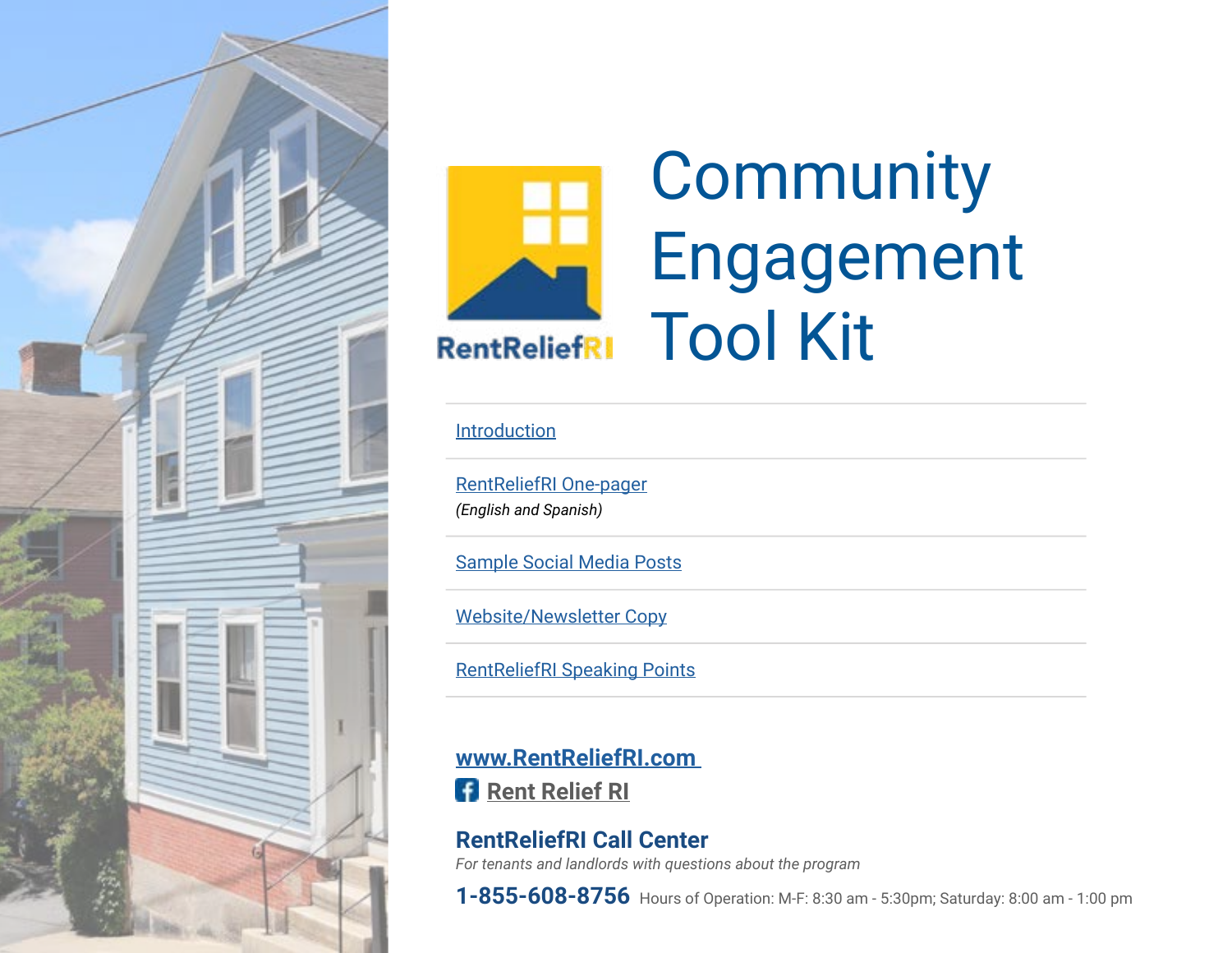RentReliefRI

# Community Engagement Tool Kit

- Introduction
- RentReliefRI One-pager  
  *(English and Spanish)*
- Sample Social Media Posts
- Website/Newsletter Copy
- RentReliefRI Speaking Points

**www.RentReliefRI.com**

Rent Relief RI

## RentReliefRI Call Center

*For tenants and landlords with questions about the program*

**1-855-608-8756** Hours of Operation: M-F: 8:30 am - 5:30pm; Saturday: 8:00 am - 1:00 pm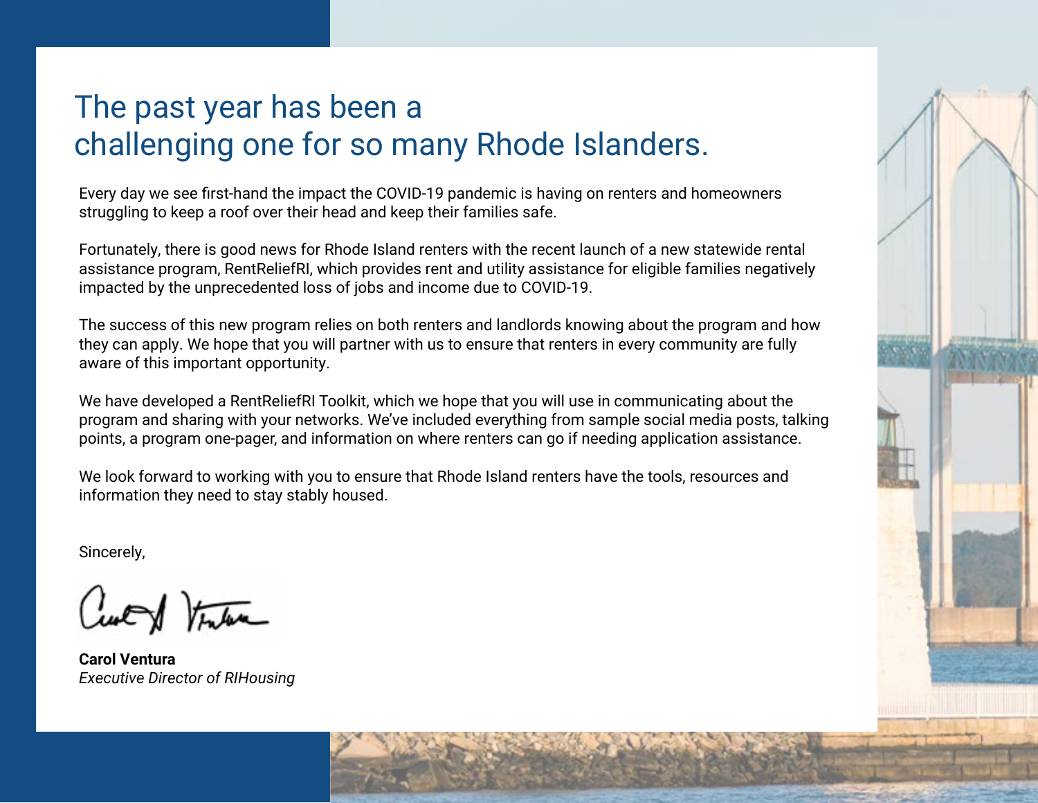# The past year has been a challenging one for so many Rhode Islanders.

Every day we see first-hand the impact the COVID-19 pandemic is having on renters and homeowners struggling to keep a roof over their head and keep their families safe.

Fortunately, there is good news for Rhode Island renters with the recent launch of a new statewide rental assistance program, RentReliefRI, which provides rent and utility assistance for eligible families negatively impacted by the unprecedented loss of jobs and income due to COVID-19.

The success of this new program relies on both renters and landlords knowing about the program and how they can apply. We hope that you will partner with us to ensure that renters in every community are fully aware of this important opportunity.

We have developed a RentReliefRI Toolkit, which we hope that you will use in communicating about the program and sharing with your networks. We've included everything from sample social media posts, talking points, a program one-pager, and information on where renters can go if needing application assistance.

We look forward to working with you to ensure that Rhode Island renters have the tools, resources and information they need to stay stably housed.

Sincerely,

**Carol Ventura**
*Executive Director of RIHousing*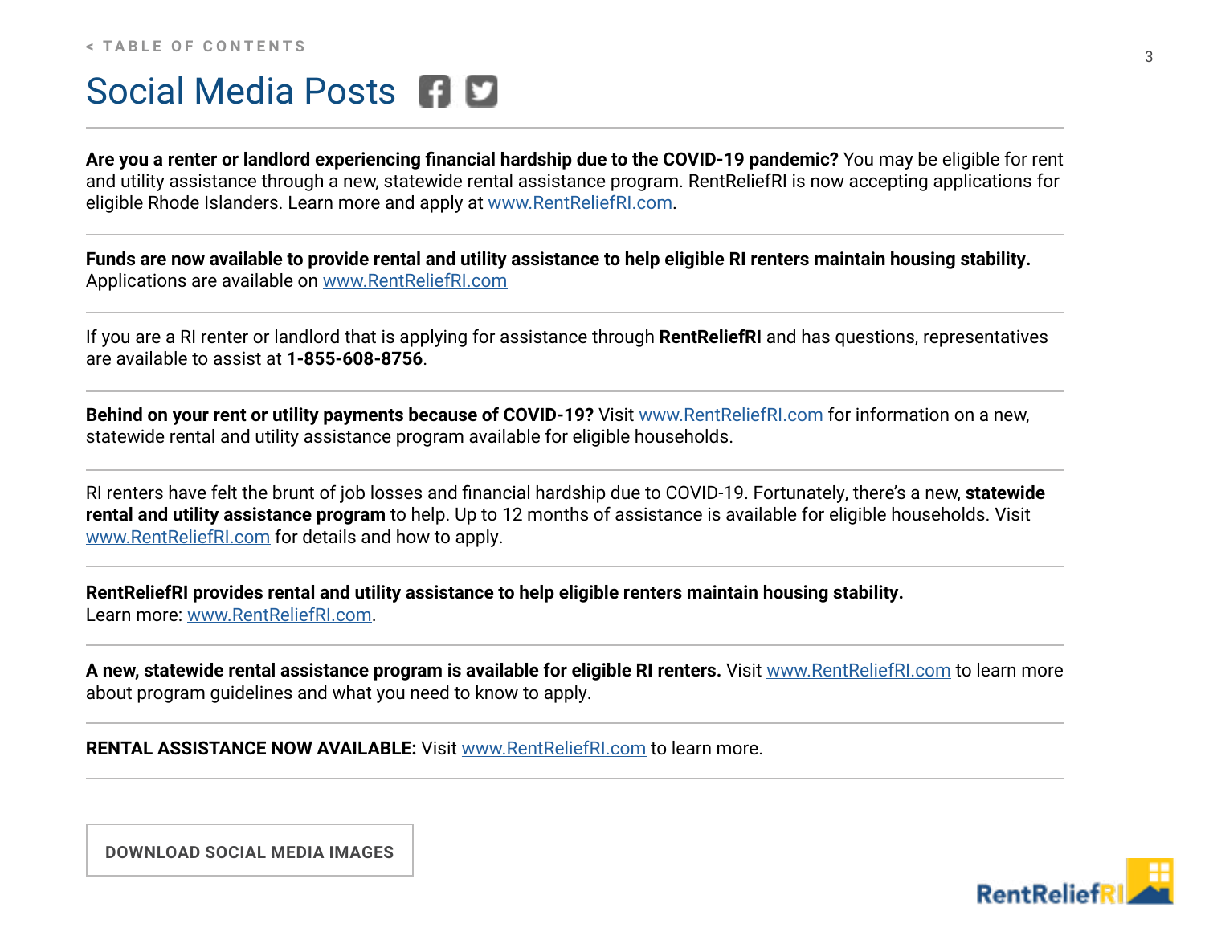< TABLE OF CONTENTS

# Social Media Posts

**Are you a renter or landlord experiencing financial hardship due to the COVID-19 pandemic?** You may be eligible for rent and utility assistance through a new, statewide rental assistance program. RentReliefRI is now accepting applications for eligible Rhode Islanders. Learn more and apply at [www.RentReliefRI.com](http://www.RentReliefRI.com).

---

**Funds are now available to provide rental and utility assistance to help eligible RI renters maintain housing stability.** Applications are available on [www.RentReliefRI.com](http://www.RentReliefRI.com)

---

If you are a RI renter or landlord that is applying for assistance through **RentReliefRI** and has questions, representatives are available to assist at **1-855-608-8756**.

---

**Behind on your rent or utility payments because of COVID-19?** Visit [www.RentReliefRI.com](http://www.RentReliefRI.com) for information on a new, statewide rental and utility assistance program available for eligible households.

---

RI renters have felt the brunt of job losses and financial hardship due to COVID-19. Fortunately, there's a new, **statewide rental and utility assistance program** to help. Up to 12 months of assistance is available for eligible households. Visit [www.RentReliefRI.com](http://www.RentReliefRI.com) for details and how to apply.

---

**RentReliefRI provides rental and utility assistance to help eligible renters maintain housing stability.** Learn more: [www.RentReliefRI.com](http://www.RentReliefRI.com).

---

**A new, statewide rental assistance program is available for eligible RI renters.** Visit [www.RentReliefRI.com](http://www.RentReliefRI.com) to learn more about program guidelines and what you need to know to apply.

---

**RENTAL ASSISTANCE NOW AVAILABLE:** Visit [www.RentReliefRI.com](http://www.RentReliefRI.com) to learn more.

---

**DOWNLOAD SOCIAL MEDIA IMAGES**

RentReliefRI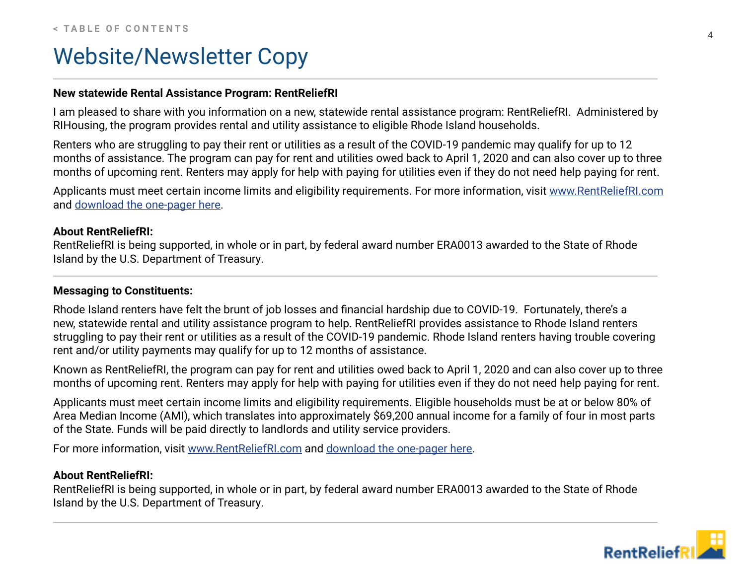# Website/Newsletter Copy

---

**New statewide Rental Assistance Program: RentReliefRI**

I am pleased to share with you information on a new, statewide rental assistance program: RentReliefRI. Administered by RIHousing, the program provides rental and utility assistance to eligible Rhode Island households.

Renters who are struggling to pay their rent or utilities as a result of the COVID-19 pandemic may qualify for up to 12 months of assistance. The program can pay for rent and utilities owed back to April 1, 2020 and can also cover up to three months of upcoming rent. Renters may apply for help with paying for utilities even if they do not need help paying for rent.

Applicants must meet certain income limits and eligibility requirements. For more information, visit www.RentReliefRI.com and download the one-pager here.

**About RentReliefRI:**
RentReliefRI is being supported, in whole or in part, by federal award number ERA0013 awarded to the State of Rhode Island by the U.S. Department of Treasury.

---

**Messaging to Constituents:**

Rhode Island renters have felt the brunt of job losses and financial hardship due to COVID-19. Fortunately, there's a new, statewide rental and utility assistance program to help. RentReliefRI provides assistance to Rhode Island renters struggling to pay their rent or utilities as a result of the COVID-19 pandemic. Rhode Island renters having trouble covering rent and/or utility payments may qualify for up to 12 months of assistance.

Known as RentReliefRI, the program can pay for rent and utilities owed back to April 1, 2020 and can also cover up to three months of upcoming rent. Renters may apply for help with paying for utilities even if they do not need help paying for rent.

Applicants must meet certain income limits and eligibility requirements. Eligible households must be at or below 80% of Area Median Income (AMI), which translates into approximately $69,200 annual income for a family of four in most parts of the State. Funds will be paid directly to landlords and utility service providers.

For more information, visit www.RentReliefRI.com and download the one-pager here.

**About RentReliefRI:**
RentReliefRI is being supported, in whole or in part, by federal award number ERA0013 awarded to the State of Rhode Island by the U.S. Department of Treasury.

---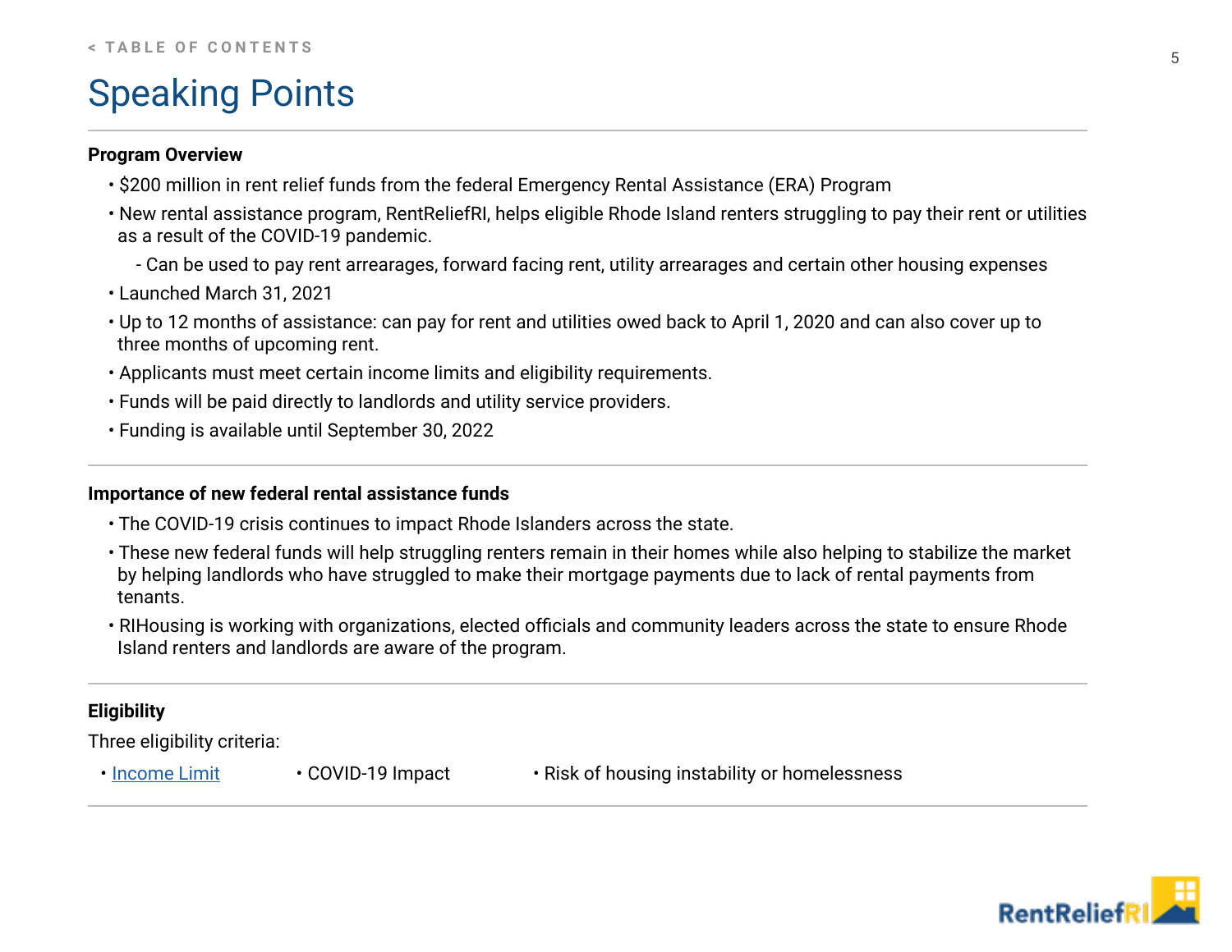# Speaking Points

**Program Overview**

- $200 million in rent relief funds from the federal Emergency Rental Assistance (ERA) Program
- New rental assistance program, RentReliefRI, helps eligible Rhode Island renters struggling to pay their rent or utilities as a result of the COVID-19 pandemic.
  - Can be used to pay rent arrearages, forward facing rent, utility arrearages and certain other housing expenses
- Launched March 31, 2021
- Up to 12 months of assistance: can pay for rent and utilities owed back to April 1, 2020 and can also cover up to three months of upcoming rent.
- Applicants must meet certain income limits and eligibility requirements.
- Funds will be paid directly to landlords and utility service providers.
- Funding is available until September 30, 2022

**Importance of new federal rental assistance funds**

- The COVID-19 crisis continues to impact Rhode Islanders across the state.
- These new federal funds will help struggling renters remain in their homes while also helping to stabilize the market by helping landlords who have struggled to make their mortgage payments due to lack of rental payments from tenants.
- RIHousing is working with organizations, elected officials and community leaders across the state to ensure Rhode Island renters and landlords are aware of the program.

**Eligibility**

Three eligibility criteria:

- Income Limit
- COVID-19 Impact
- Risk of housing instability or homelessness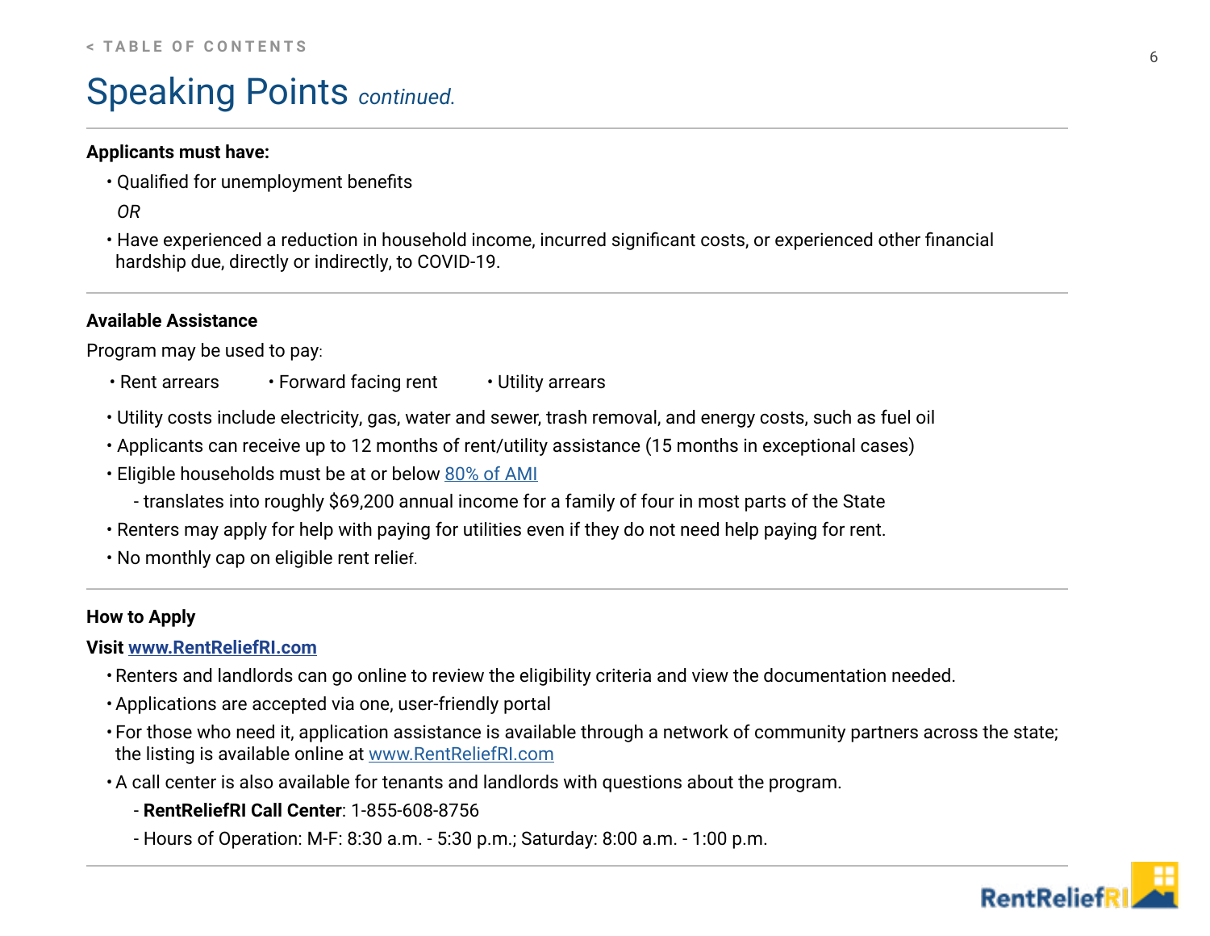# Speaking Points *continued.*

**Applicants must have:**

- Qualified for unemployment benefits

*OR*

- Have experienced a reduction in household income, incurred significant costs, or experienced other financial hardship due, directly or indirectly, to COVID-19.

**Available Assistance**

Program may be used to pay:

- Rent arrears
- Forward facing rent
- Utility arrears

- Utility costs include electricity, gas, water and sewer, trash removal, and energy costs, such as fuel oil
- Applicants can receive up to 12 months of rent/utility assistance (15 months in exceptional cases)
- Eligible households must be at or below 80% of AMI
  - translates into roughly $69,200 annual income for a family of four in most parts of the State
- Renters may apply for help with paying for utilities even if they do not need help paying for rent.
- No monthly cap on eligible rent relief.

**How to Apply**

**Visit www.RentReliefRI.com**

- Renters and landlords can go online to review the eligibility criteria and view the documentation needed.
- Applications are accepted via one, user-friendly portal
- For those who need it, application assistance is available through a network of community partners across the state; the listing is available online at www.RentReliefRI.com
- A call center is also available for tenants and landlords with questions about the program.
  - **RentReliefRI Call Center**: 1-855-608-8756
  - Hours of Operation: M-F: 8:30 a.m. - 5:30 p.m.; Saturday: 8:00 a.m. - 1:00 p.m.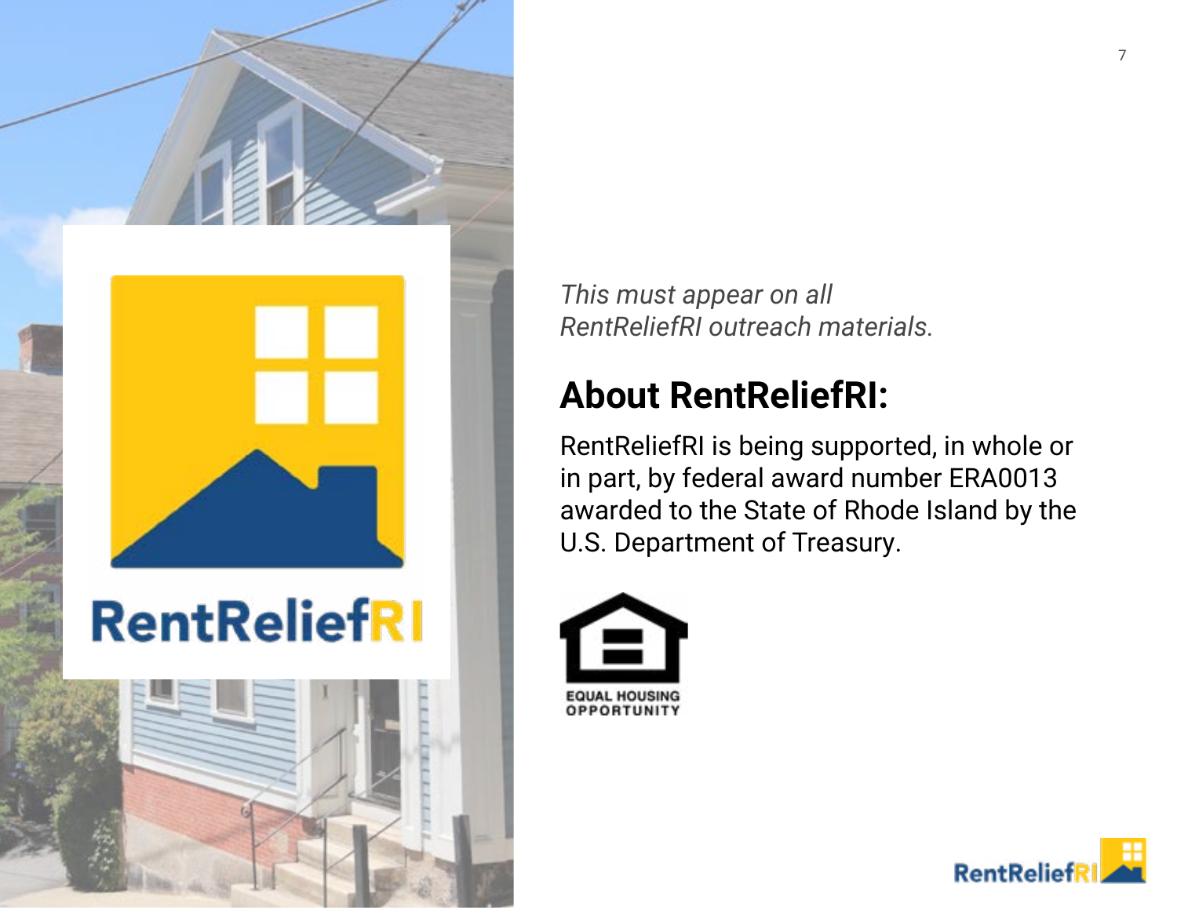*This must appear on all RentReliefRI outreach materials.*

## About RentReliefRI:

RentReliefRI is being supported, in whole or in part, by federal award number ERA0013 awarded to the State of Rhode Island by the U.S. Department of Treasury.

EQUAL HOUSING OPPORTUNITY